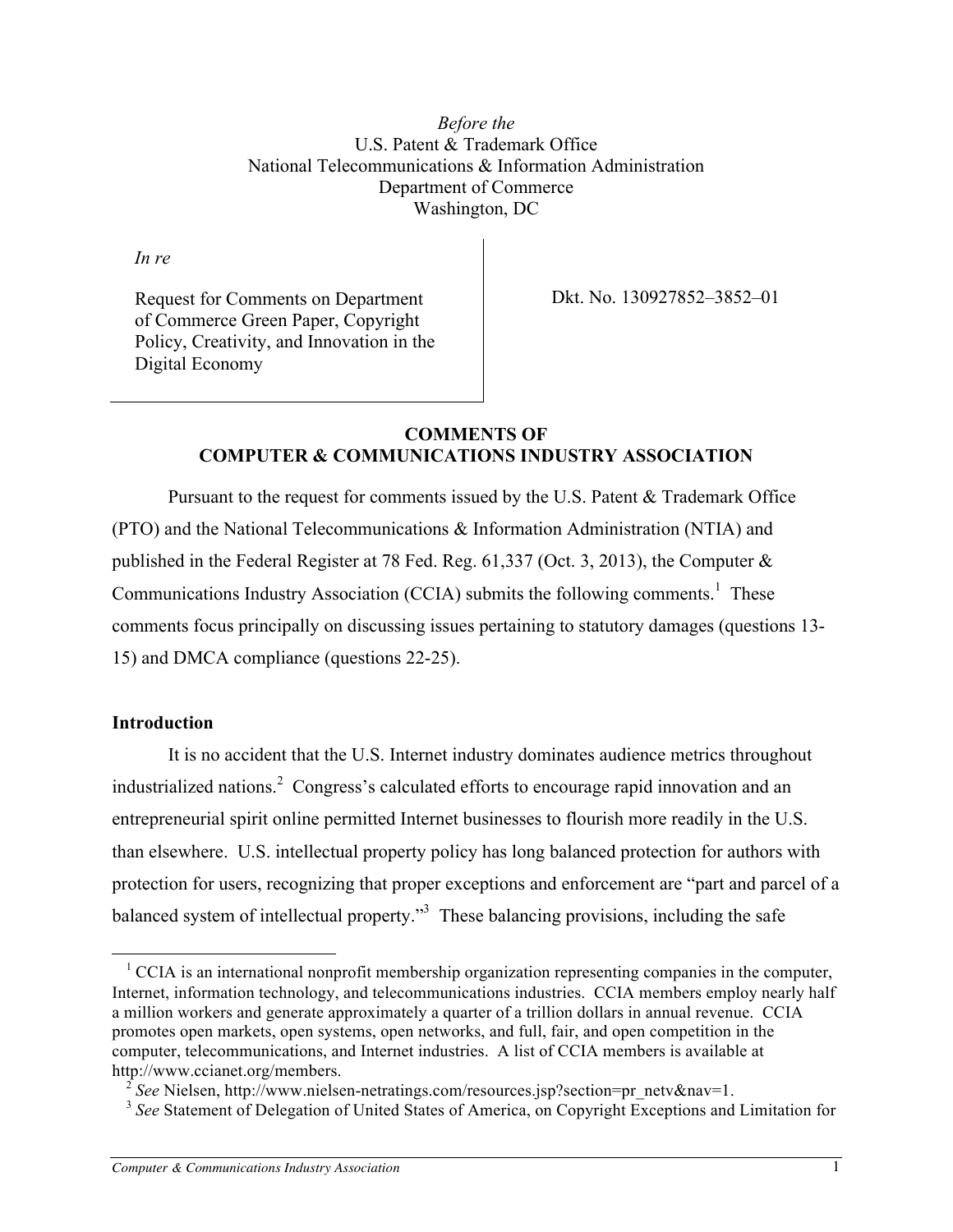*Before the*
U.S. Patent & Trademark Office
National Telecommunications & Information Administration
Department of Commerce
Washington, DC

| | |
|---|---|
| *In re*<br><br>Request for Comments on Department of Commerce Green Paper, Copyright Policy, Creativity, and Innovation in the Digital Economy | Dkt. No. 130927852–3852–01 |

**COMMENTS OF**
**COMPUTER & COMMUNICATIONS INDUSTRY ASSOCIATION**

Pursuant to the request for comments issued by the U.S. Patent & Trademark Office (PTO) and the National Telecommunications & Information Administration (NTIA) and published in the Federal Register at 78 Fed. Reg. 61,337 (Oct. 3, 2013), the Computer & Communications Industry Association (CCIA) submits the following comments.[1] These comments focus principally on discussing issues pertaining to statutory damages (questions 13-15) and DMCA compliance (questions 22-25).

**Introduction**

It is no accident that the U.S. Internet industry dominates audience metrics throughout industrialized nations.[2] Congress's calculated efforts to encourage rapid innovation and an entrepreneurial spirit online permitted Internet businesses to flourish more readily in the U.S. than elsewhere. U.S. intellectual property policy has long balanced protection for authors with protection for users, recognizing that proper exceptions and enforcement are "part and parcel of a balanced system of intellectual property."[3] These balancing provisions, including the safe

---

[1] CCIA is an international nonprofit membership organization representing companies in the computer, Internet, information technology, and telecommunications industries. CCIA members employ nearly half a million workers and generate approximately a quarter of a trillion dollars in annual revenue. CCIA promotes open markets, open systems, open networks, and full, fair, and open competition in the computer, telecommunications, and Internet industries. A list of CCIA members is available at http://www.ccianet.org/members.

[2] *See* Nielsen, http://www.nielsen-netratings.com/resources.jsp?section=pr_netv&nav=1.

[3] *See* Statement of Delegation of United States of America, on Copyright Exceptions and Limitation for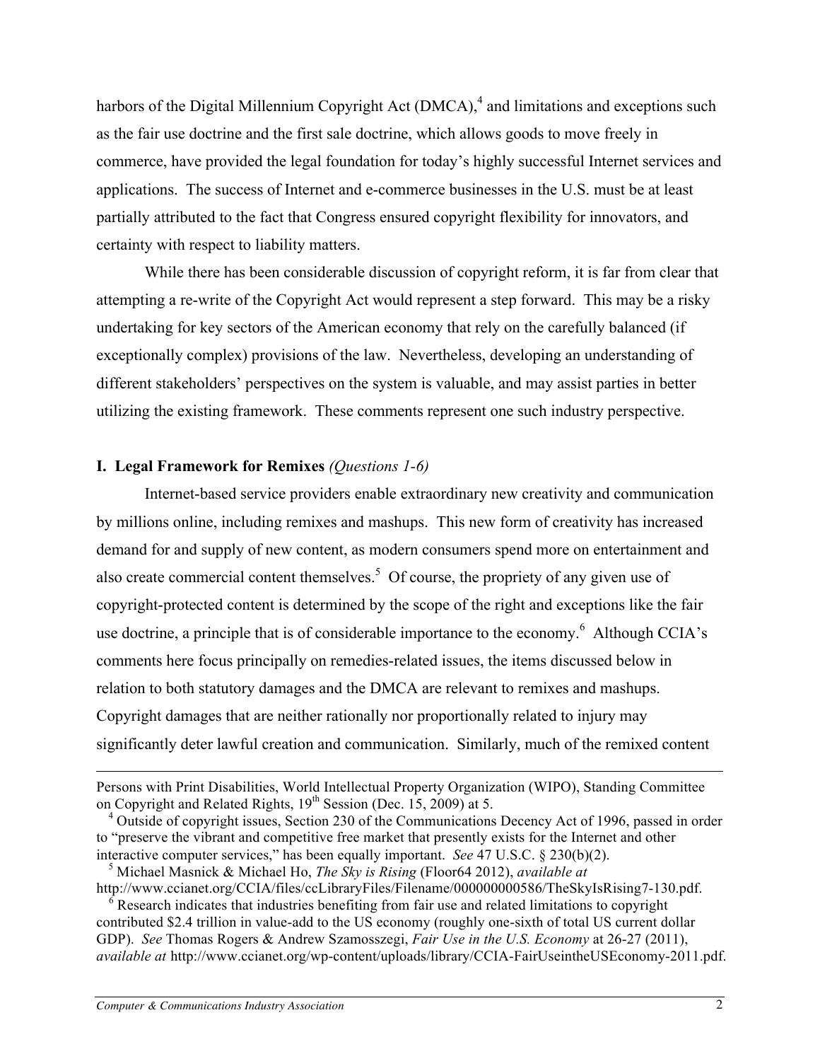harbors of the Digital Millennium Copyright Act (DMCA),[4] and limitations and exceptions such as the fair use doctrine and the first sale doctrine, which allows goods to move freely in commerce, have provided the legal foundation for today's highly successful Internet services and applications. The success of Internet and e-commerce businesses in the U.S. must be at least partially attributed to the fact that Congress ensured copyright flexibility for innovators, and certainty with respect to liability matters.

While there has been considerable discussion of copyright reform, it is far from clear that attempting a re-write of the Copyright Act would represent a step forward. This may be a risky undertaking for key sectors of the American economy that rely on the carefully balanced (if exceptionally complex) provisions of the law. Nevertheless, developing an understanding of different stakeholders' perspectives on the system is valuable, and may assist parties in better utilizing the existing framework. These comments represent one such industry perspective.

**I. Legal Framework for Remixes** *(Questions 1-6)*

Internet-based service providers enable extraordinary new creativity and communication by millions online, including remixes and mashups. This new form of creativity has increased demand for and supply of new content, as modern consumers spend more on entertainment and also create commercial content themselves.[5] Of course, the propriety of any given use of copyright-protected content is determined by the scope of the right and exceptions like the fair use doctrine, a principle that is of considerable importance to the economy.[6] Although CCIA's comments here focus principally on remedies-related issues, the items discussed below in relation to both statutory damages and the DMCA are relevant to remixes and mashups. Copyright damages that are neither rationally nor proportionally related to injury may significantly deter lawful creation and communication. Similarly, much of the remixed content

---

Persons with Print Disabilities, World Intellectual Property Organization (WIPO), Standing Committee on Copyright and Related Rights, 19th Session (Dec. 15, 2009) at 5.

[4] Outside of copyright issues, Section 230 of the Communications Decency Act of 1996, passed in order to "preserve the vibrant and competitive free market that presently exists for the Internet and other interactive computer services," has been equally important. *See* 47 U.S.C. § 230(b)(2).

[5] Michael Masnick & Michael Ho, *The Sky is Rising* (Floor64 2012), *available at* http://www.ccianet.org/CCIA/files/ccLibraryFiles/Filename/000000000586/TheSkyIsRising7-130.pdf.

[6] Research indicates that industries benefiting from fair use and related limitations to copyright contributed $2.4 trillion in value-add to the US economy (roughly one-sixth of total US current dollar GDP). *See* Thomas Rogers & Andrew Szamosszegi, *Fair Use in the U.S. Economy* at 26-27 (2011), *available at* http://www.ccianet.org/wp-content/uploads/library/CCIA-FairUseintheUSEconomy-2011.pdf.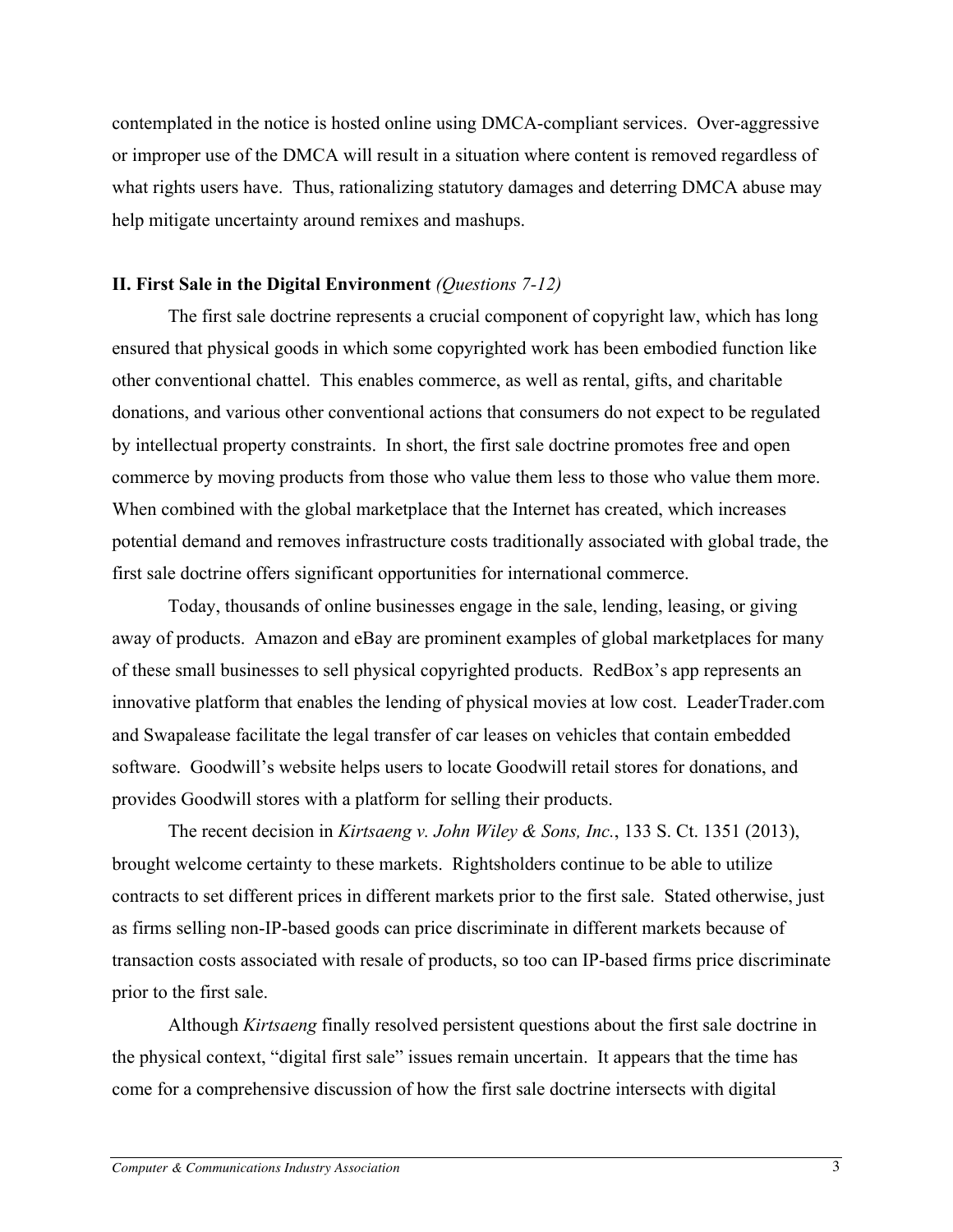contemplated in the notice is hosted online using DMCA-compliant services. Over-aggressive or improper use of the DMCA will result in a situation where content is removed regardless of what rights users have. Thus, rationalizing statutory damages and deterring DMCA abuse may help mitigate uncertainty around remixes and mashups.

## II. First Sale in the Digital Environment *(Questions 7-12)*

The first sale doctrine represents a crucial component of copyright law, which has long ensured that physical goods in which some copyrighted work has been embodied function like other conventional chattel. This enables commerce, as well as rental, gifts, and charitable donations, and various other conventional actions that consumers do not expect to be regulated by intellectual property constraints. In short, the first sale doctrine promotes free and open commerce by moving products from those who value them less to those who value them more. When combined with the global marketplace that the Internet has created, which increases potential demand and removes infrastructure costs traditionally associated with global trade, the first sale doctrine offers significant opportunities for international commerce.

Today, thousands of online businesses engage in the sale, lending, leasing, or giving away of products. Amazon and eBay are prominent examples of global marketplaces for many of these small businesses to sell physical copyrighted products. RedBox's app represents an innovative platform that enables the lending of physical movies at low cost. LeaderTrader.com and Swapalease facilitate the legal transfer of car leases on vehicles that contain embedded software. Goodwill's website helps users to locate Goodwill retail stores for donations, and provides Goodwill stores with a platform for selling their products.

The recent decision in *Kirtsaeng v. John Wiley & Sons, Inc.*, 133 S. Ct. 1351 (2013), brought welcome certainty to these markets. Rightsholders continue to be able to utilize contracts to set different prices in different markets prior to the first sale. Stated otherwise, just as firms selling non-IP-based goods can price discriminate in different markets because of transaction costs associated with resale of products, so too can IP-based firms price discriminate prior to the first sale.

Although *Kirtsaeng* finally resolved persistent questions about the first sale doctrine in the physical context, "digital first sale" issues remain uncertain. It appears that the time has come for a comprehensive discussion of how the first sale doctrine intersects with digital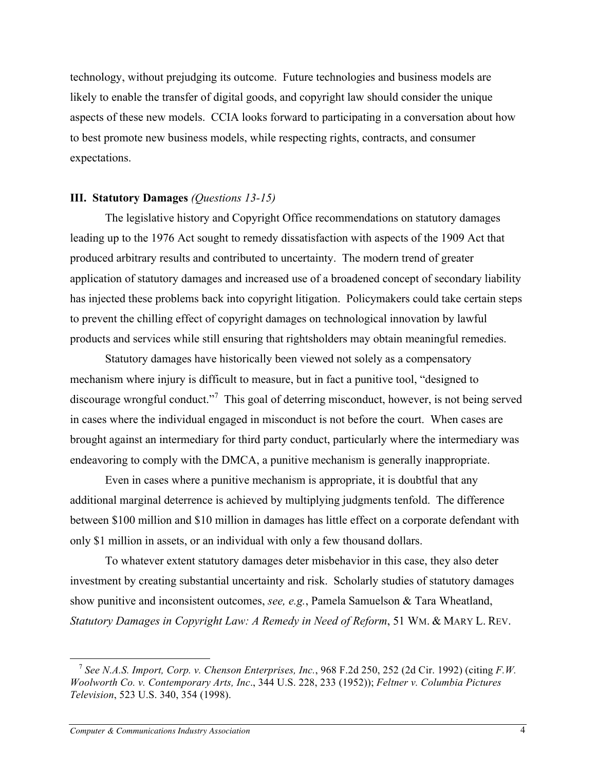technology, without prejudging its outcome. Future technologies and business models are likely to enable the transfer of digital goods, and copyright law should consider the unique aspects of these new models. CCIA looks forward to participating in a conversation about how to best promote new business models, while respecting rights, contracts, and consumer expectations.

### III. Statutory Damages *(Questions 13-15)*

The legislative history and Copyright Office recommendations on statutory damages leading up to the 1976 Act sought to remedy dissatisfaction with aspects of the 1909 Act that produced arbitrary results and contributed to uncertainty. The modern trend of greater application of statutory damages and increased use of a broadened concept of secondary liability has injected these problems back into copyright litigation. Policymakers could take certain steps to prevent the chilling effect of copyright damages on technological innovation by lawful products and services while still ensuring that rightsholders may obtain meaningful remedies.

Statutory damages have historically been viewed not solely as a compensatory mechanism where injury is difficult to measure, but in fact a punitive tool, "designed to discourage wrongful conduct."[7] This goal of deterring misconduct, however, is not being served in cases where the individual engaged in misconduct is not before the court. When cases are brought against an intermediary for third party conduct, particularly where the intermediary was endeavoring to comply with the DMCA, a punitive mechanism is generally inappropriate.

Even in cases where a punitive mechanism is appropriate, it is doubtful that any additional marginal deterrence is achieved by multiplying judgments tenfold. The difference between $100 million and $10 million in damages has little effect on a corporate defendant with only $1 million in assets, or an individual with only a few thousand dollars.

To whatever extent statutory damages deter misbehavior in this case, they also deter investment by creating substantial uncertainty and risk. Scholarly studies of statutory damages show punitive and inconsistent outcomes, *see, e.g.*, Pamela Samuelson & Tara Wheatland, *Statutory Damages in Copyright Law: A Remedy in Need of Reform*, 51 WM. & MARY L. REV.

---

[7] *See N.A.S. Import, Corp. v. Chenson Enterprises, Inc.*, 968 F.2d 250, 252 (2d Cir. 1992) (citing *F.W. Woolworth Co. v. Contemporary Arts, Inc*., 344 U.S. 228, 233 (1952)); *Feltner v. Columbia Pictures Television*, 523 U.S. 340, 354 (1998).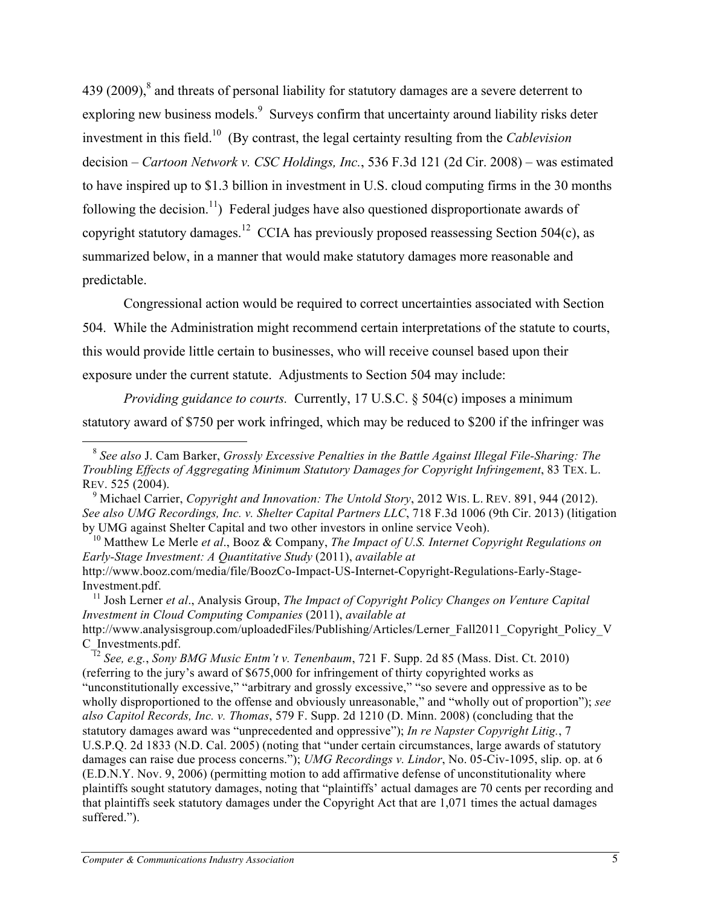439 (2009),[8] and threats of personal liability for statutory damages are a severe deterrent to exploring new business models.[9] Surveys confirm that uncertainty around liability risks deter investment in this field.[10] (By contrast, the legal certainty resulting from the *Cablevision* decision – *Cartoon Network v. CSC Holdings, Inc.*, 536 F.3d 121 (2d Cir. 2008) – was estimated to have inspired up to $1.3 billion in investment in U.S. cloud computing firms in the 30 months following the decision.[11]) Federal judges have also questioned disproportionate awards of copyright statutory damages.[12] CCIA has previously proposed reassessing Section 504(c), as summarized below, in a manner that would make statutory damages more reasonable and predictable.

Congressional action would be required to correct uncertainties associated with Section 504. While the Administration might recommend certain interpretations of the statute to courts, this would provide little certain to businesses, who will receive counsel based upon their exposure under the current statute. Adjustments to Section 504 may include:

*Providing guidance to courts.* Currently, 17 U.S.C. § 504(c) imposes a minimum statutory award of $750 per work infringed, which may be reduced to $200 if the infringer was

---

[8] *See also* J. Cam Barker, *Grossly Excessive Penalties in the Battle Against Illegal File-Sharing: The Troubling Effects of Aggregating Minimum Statutory Damages for Copyright Infringement*, 83 TEX. L. REV. 525 (2004).

[9] Michael Carrier, *Copyright and Innovation: The Untold Story*, 2012 WIS. L. REV. 891, 944 (2012). *See also UMG Recordings, Inc. v. Shelter Capital Partners LLC*, 718 F.3d 1006 (9th Cir. 2013) (litigation by UMG against Shelter Capital and two other investors in online service Veoh).

[10] Matthew Le Merle *et al*., Booz & Company, *The Impact of U.S. Internet Copyright Regulations on Early-Stage Investment: A Quantitative Study* (2011), *available at* http://www.booz.com/media/file/BoozCo-Impact-US-Internet-Copyright-Regulations-Early-Stage-Investment.pdf.

[11] Josh Lerner *et al*., Analysis Group, *The Impact of Copyright Policy Changes on Venture Capital Investment in Cloud Computing Companies* (2011), *available at* http://www.analysisgroup.com/uploadedFiles/Publishing/Articles/Lerner_Fall2011_Copyright_Policy_VC_Investments.pdf.

[12] *See, e.g.*, *Sony BMG Music Entm't v. Tenenbaum*, 721 F. Supp. 2d 85 (Mass. Dist. Ct. 2010) (referring to the jury's award of $675,000 for infringement of thirty copyrighted works as "unconstitutionally excessive," "arbitrary and grossly excessive," "so severe and oppressive as to be wholly disproportioned to the offense and obviously unreasonable," and "wholly out of proportion"); *see also Capitol Records, Inc. v. Thomas*, 579 F. Supp. 2d 1210 (D. Minn. 2008) (concluding that the statutory damages award was "unprecedented and oppressive"); *In re Napster Copyright Litig.*, 7 U.S.P.Q. 2d 1833 (N.D. Cal. 2005) (noting that "under certain circumstances, large awards of statutory damages can raise due process concerns."); *UMG Recordings v. Lindor*, No. 05-Civ-1095, slip. op. at 6 (E.D.N.Y. Nov. 9, 2006) (permitting motion to add affirmative defense of unconstitutionality where plaintiffs sought statutory damages, noting that "plaintiffs' actual damages are 70 cents per recording and that plaintiffs seek statutory damages under the Copyright Act that are 1,071 times the actual damages suffered.").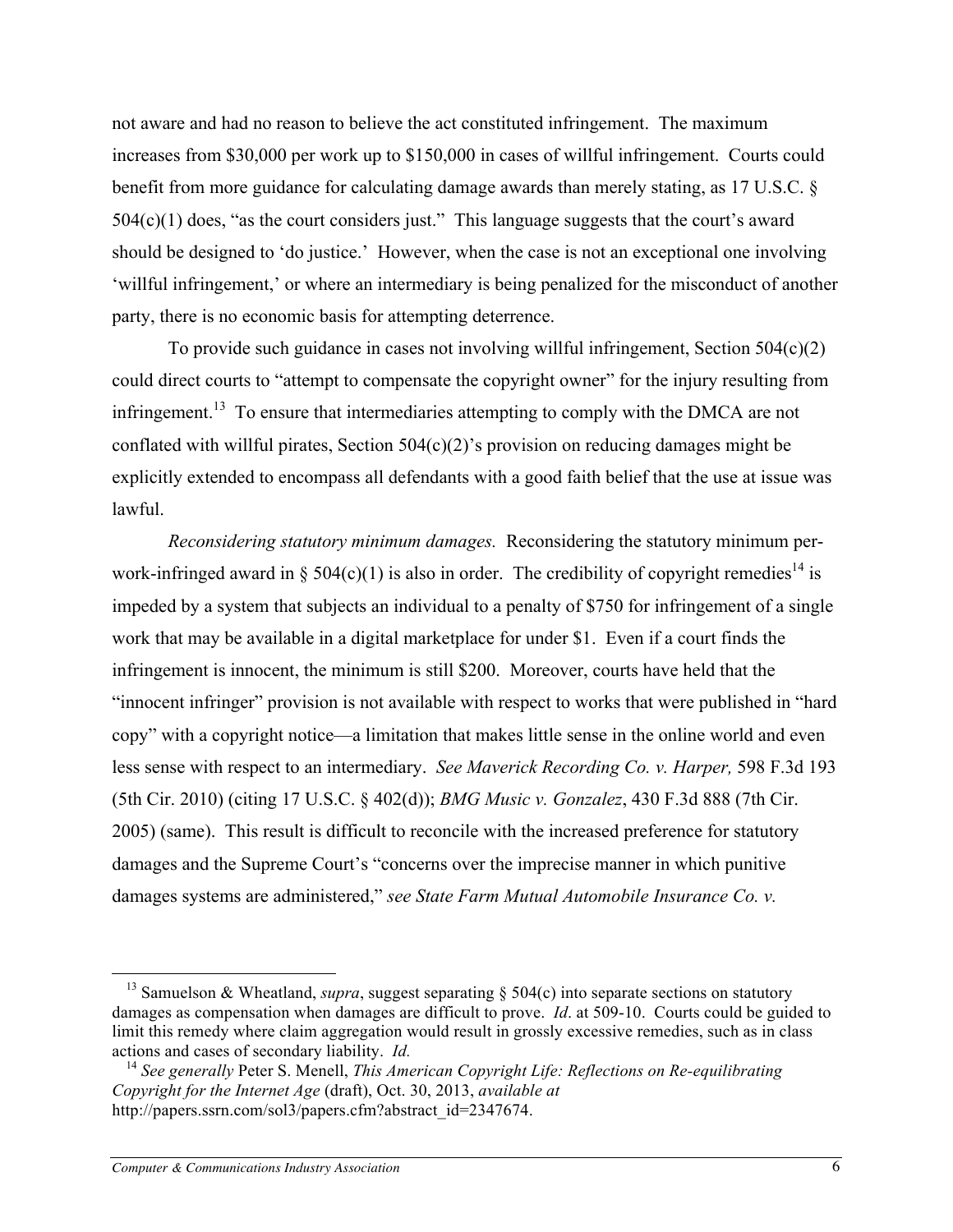not aware and had no reason to believe the act constituted infringement. The maximum increases from $30,000 per work up to $150,000 in cases of willful infringement. Courts could benefit from more guidance for calculating damage awards than merely stating, as 17 U.S.C. § 504(c)(1) does, "as the court considers just." This language suggests that the court's award should be designed to 'do justice.' However, when the case is not an exceptional one involving 'willful infringement,' or where an intermediary is being penalized for the misconduct of another party, there is no economic basis for attempting deterrence.

To provide such guidance in cases not involving willful infringement, Section 504(c)(2) could direct courts to "attempt to compensate the copyright owner" for the injury resulting from infringement.[13] To ensure that intermediaries attempting to comply with the DMCA are not conflated with willful pirates, Section 504(c)(2)'s provision on reducing damages might be explicitly extended to encompass all defendants with a good faith belief that the use at issue was lawful.

*Reconsidering statutory minimum damages.* Reconsidering the statutory minimum per-work-infringed award in § 504(c)(1) is also in order. The credibility of copyright remedies[14] is impeded by a system that subjects an individual to a penalty of $750 for infringement of a single work that may be available in a digital marketplace for under $1. Even if a court finds the infringement is innocent, the minimum is still $200. Moreover, courts have held that the "innocent infringer" provision is not available with respect to works that were published in "hard copy" with a copyright notice—a limitation that makes little sense in the online world and even less sense with respect to an intermediary. *See Maverick Recording Co. v. Harper,* 598 F.3d 193 (5th Cir. 2010) (citing 17 U.S.C. § 402(d)); *BMG Music v. Gonzalez*, 430 F.3d 888 (7th Cir. 2005) (same). This result is difficult to reconcile with the increased preference for statutory damages and the Supreme Court's "concerns over the imprecise manner in which punitive damages systems are administered," *see State Farm Mutual Automobile Insurance Co. v.*

---

[13] Samuelson & Wheatland, *supra*, suggest separating § 504(c) into separate sections on statutory damages as compensation when damages are difficult to prove. *Id*. at 509-10. Courts could be guided to limit this remedy where claim aggregation would result in grossly excessive remedies, such as in class actions and cases of secondary liability. *Id.*

[14] *See generally* Peter S. Menell, *This American Copyright Life: Reflections on Re-equilibrating Copyright for the Internet Age* (draft), Oct. 30, 2013, *available at* http://papers.ssrn.com/sol3/papers.cfm?abstract_id=2347674.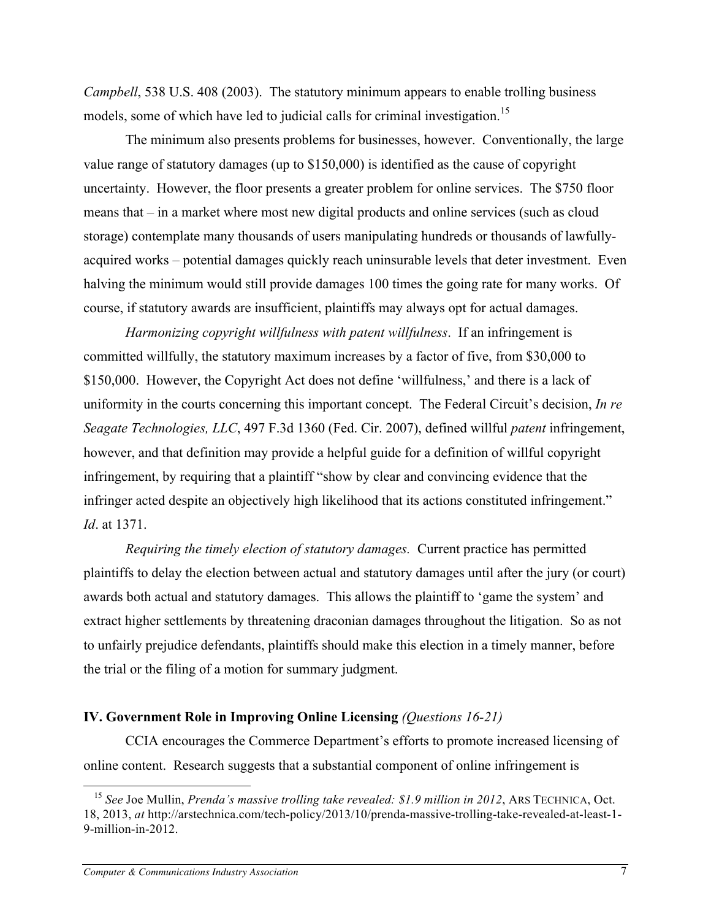*Campbell*, 538 U.S. 408 (2003). The statutory minimum appears to enable trolling business models, some of which have led to judicial calls for criminal investigation.[15]

The minimum also presents problems for businesses, however. Conventionally, the large value range of statutory damages (up to $150,000) is identified as the cause of copyright uncertainty. However, the floor presents a greater problem for online services. The $750 floor means that – in a market where most new digital products and online services (such as cloud storage) contemplate many thousands of users manipulating hundreds or thousands of lawfully-acquired works – potential damages quickly reach uninsurable levels that deter investment. Even halving the minimum would still provide damages 100 times the going rate for many works. Of course, if statutory awards are insufficient, plaintiffs may always opt for actual damages.

*Harmonizing copyright willfulness with patent willfulness*. If an infringement is committed willfully, the statutory maximum increases by a factor of five, from $30,000 to $150,000. However, the Copyright Act does not define 'willfulness,' and there is a lack of uniformity in the courts concerning this important concept. The Federal Circuit's decision, *In re Seagate Technologies, LLC*, 497 F.3d 1360 (Fed. Cir. 2007), defined willful *patent* infringement, however, and that definition may provide a helpful guide for a definition of willful copyright infringement, by requiring that a plaintiff "show by clear and convincing evidence that the infringer acted despite an objectively high likelihood that its actions constituted infringement." *Id*. at 1371.

*Requiring the timely election of statutory damages.* Current practice has permitted plaintiffs to delay the election between actual and statutory damages until after the jury (or court) awards both actual and statutory damages. This allows the plaintiff to 'game the system' and extract higher settlements by threatening draconian damages throughout the litigation. So as not to unfairly prejudice defendants, plaintiffs should make this election in a timely manner, before the trial or the filing of a motion for summary judgment.

## IV. Government Role in Improving Online Licensing *(Questions 16-21)*

CCIA encourages the Commerce Department's efforts to promote increased licensing of online content. Research suggests that a substantial component of online infringement is

---

[15] *See* Joe Mullin, *Prenda's massive trolling take revealed: $1.9 million in 2012*, ARS TECHNICA, Oct. 18, 2013, *at* http://arstechnica.com/tech-policy/2013/10/prenda-massive-trolling-take-revealed-at-least-1-9-million-in-2012.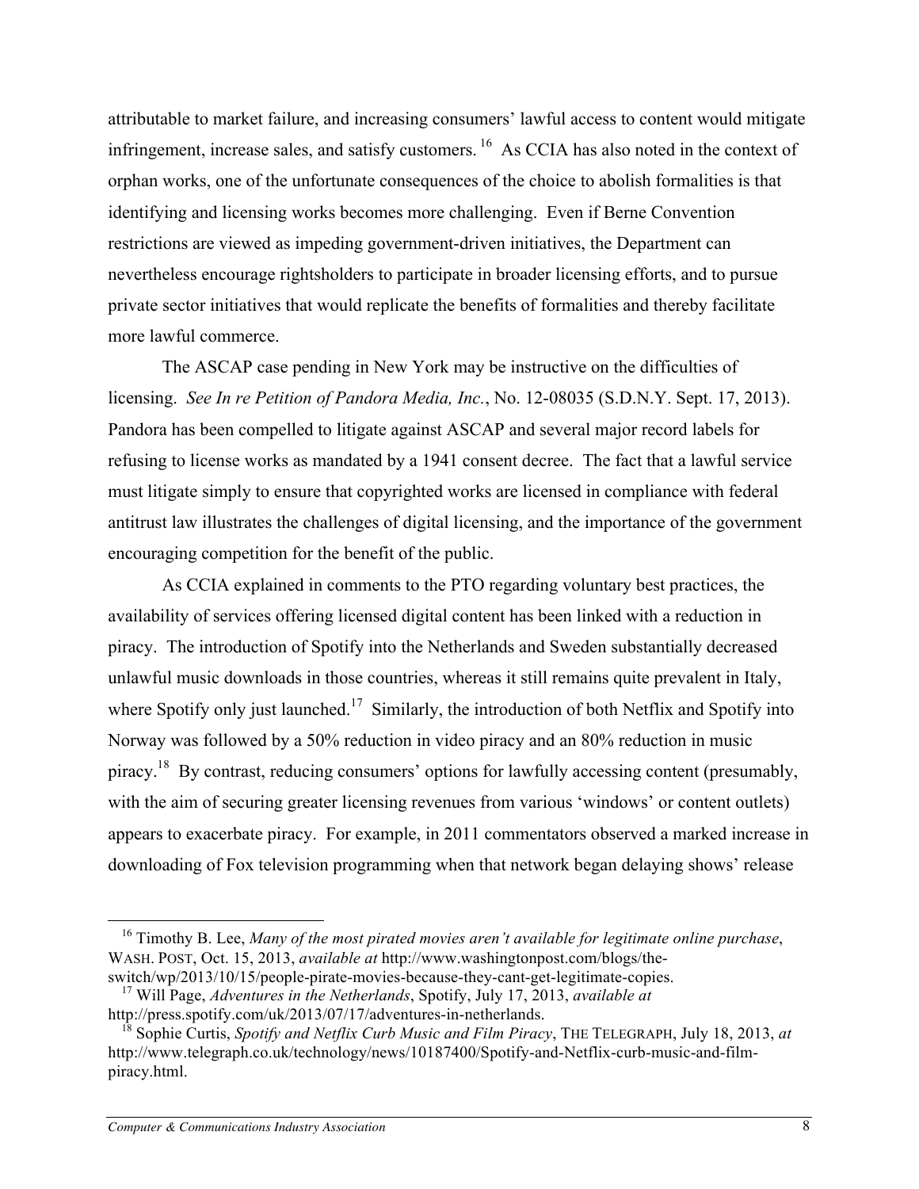attributable to market failure, and increasing consumers' lawful access to content would mitigate infringement, increase sales, and satisfy customers.[16] As CCIA has also noted in the context of orphan works, one of the unfortunate consequences of the choice to abolish formalities is that identifying and licensing works becomes more challenging. Even if Berne Convention restrictions are viewed as impeding government-driven initiatives, the Department can nevertheless encourage rightsholders to participate in broader licensing efforts, and to pursue private sector initiatives that would replicate the benefits of formalities and thereby facilitate more lawful commerce.

The ASCAP case pending in New York may be instructive on the difficulties of licensing. *See In re Petition of Pandora Media, Inc.*, No. 12-08035 (S.D.N.Y. Sept. 17, 2013). Pandora has been compelled to litigate against ASCAP and several major record labels for refusing to license works as mandated by a 1941 consent decree. The fact that a lawful service must litigate simply to ensure that copyrighted works are licensed in compliance with federal antitrust law illustrates the challenges of digital licensing, and the importance of the government encouraging competition for the benefit of the public.

As CCIA explained in comments to the PTO regarding voluntary best practices, the availability of services offering licensed digital content has been linked with a reduction in piracy. The introduction of Spotify into the Netherlands and Sweden substantially decreased unlawful music downloads in those countries, whereas it still remains quite prevalent in Italy, where Spotify only just launched.[17] Similarly, the introduction of both Netflix and Spotify into Norway was followed by a 50% reduction in video piracy and an 80% reduction in music piracy.[18] By contrast, reducing consumers' options for lawfully accessing content (presumably, with the aim of securing greater licensing revenues from various 'windows' or content outlets) appears to exacerbate piracy. For example, in 2011 commentators observed a marked increase in downloading of Fox television programming when that network began delaying shows' release

---

[16] Timothy B. Lee, *Many of the most pirated movies aren't available for legitimate online purchase*, WASH. POST, Oct. 15, 2013, *available at* http://www.washingtonpost.com/blogs/the-switch/wp/2013/10/15/people-pirate-movies-because-they-cant-get-legitimate-copies.

[17] Will Page, *Adventures in the Netherlands*, Spotify, July 17, 2013, *available at* http://press.spotify.com/uk/2013/07/17/adventures-in-netherlands.

[18] Sophie Curtis, *Spotify and Netflix Curb Music and Film Piracy*, THE TELEGRAPH, July 18, 2013, *at* http://www.telegraph.co.uk/technology/news/10187400/Spotify-and-Netflix-curb-music-and-film-piracy.html.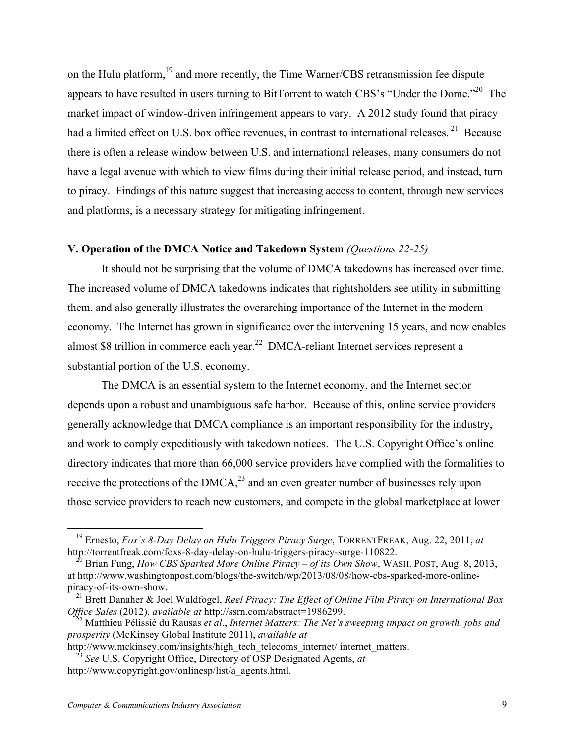on the Hulu platform,[19] and more recently, the Time Warner/CBS retransmission fee dispute appears to have resulted in users turning to BitTorrent to watch CBS's "Under the Dome."[20] The market impact of window-driven infringement appears to vary. A 2012 study found that piracy had a limited effect on U.S. box office revenues, in contrast to international releases.[21] Because there is often a release window between U.S. and international releases, many consumers do not have a legal avenue with which to view films during their initial release period, and instead, turn to piracy. Findings of this nature suggest that increasing access to content, through new services and platforms, is a necessary strategy for mitigating infringement.

## V. Operation of the DMCA Notice and Takedown System *(Questions 22-25)*

It should not be surprising that the volume of DMCA takedowns has increased over time. The increased volume of DMCA takedowns indicates that rightsholders see utility in submitting them, and also generally illustrates the overarching importance of the Internet in the modern economy. The Internet has grown in significance over the intervening 15 years, and now enables almost $8 trillion in commerce each year.[22] DMCA-reliant Internet services represent a substantial portion of the U.S. economy.

The DMCA is an essential system to the Internet economy, and the Internet sector depends upon a robust and unambiguous safe harbor. Because of this, online service providers generally acknowledge that DMCA compliance is an important responsibility for the industry, and work to comply expeditiously with takedown notices. The U.S. Copyright Office's online directory indicates that more than 66,000 service providers have complied with the formalities to receive the protections of the DMCA,[23] and an even greater number of businesses rely upon those service providers to reach new customers, and compete in the global marketplace at lower

---

[19] Ernesto, *Fox's 8-Day Delay on Hulu Triggers Piracy Surge*, TORRENTFREAK, Aug. 22, 2011, *at* http://torrentfreak.com/foxs-8-day-delay-on-hulu-triggers-piracy-surge-110822.

[20] Brian Fung, *How CBS Sparked More Online Piracy – of its Own Show*, WASH. POST, Aug. 8, 2013, at http://www.washingtonpost.com/blogs/the-switch/wp/2013/08/08/how-cbs-sparked-more-online-piracy-of-its-own-show.

[21] Brett Danaher & Joel Waldfogel, *Reel Piracy: The Effect of Online Film Piracy on International Box Office Sales* (2012), *available at* http://ssrn.com/abstract=1986299.

[22] Matthieu Pélissié du Rausas *et al*., *Internet Matters: The Net's sweeping impact on growth, jobs and prosperity* (McKinsey Global Institute 2011), *available at* http://www.mckinsey.com/insights/high_tech_telecoms_internet/ internet_matters.

[23] *See* U.S. Copyright Office, Directory of OSP Designated Agents, *at* http://www.copyright.gov/onlinesp/list/a_agents.html.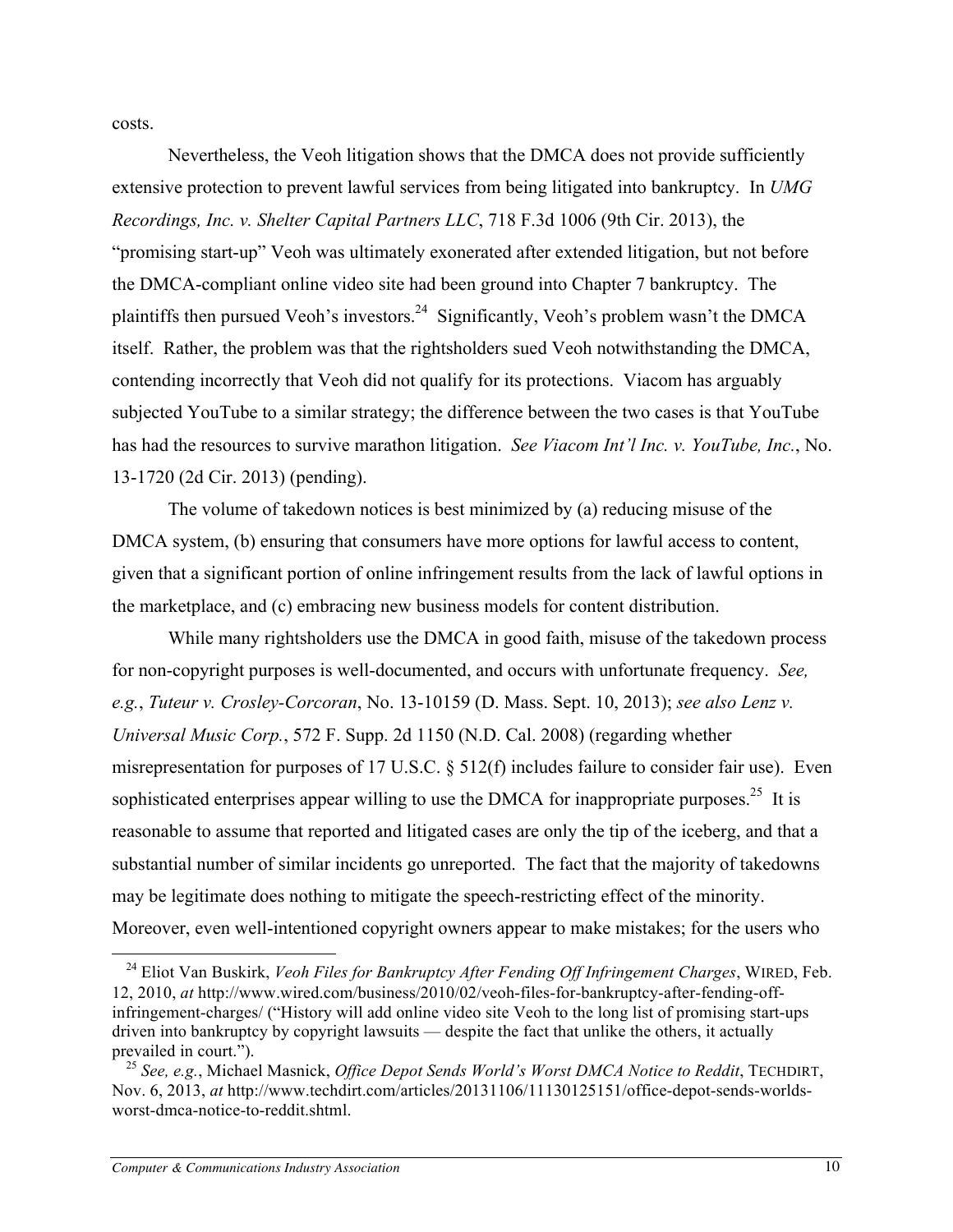costs.

Nevertheless, the Veoh litigation shows that the DMCA does not provide sufficiently extensive protection to prevent lawful services from being litigated into bankruptcy. In *UMG Recordings, Inc. v. Shelter Capital Partners LLC*, 718 F.3d 1006 (9th Cir. 2013), the "promising start-up" Veoh was ultimately exonerated after extended litigation, but not before the DMCA-compliant online video site had been ground into Chapter 7 bankruptcy. The plaintiffs then pursued Veoh's investors.[24] Significantly, Veoh's problem wasn't the DMCA itself. Rather, the problem was that the rightsholders sued Veoh notwithstanding the DMCA, contending incorrectly that Veoh did not qualify for its protections. Viacom has arguably subjected YouTube to a similar strategy; the difference between the two cases is that YouTube has had the resources to survive marathon litigation. *See Viacom Int'l Inc. v. YouTube, Inc.*, No. 13-1720 (2d Cir. 2013) (pending).

The volume of takedown notices is best minimized by (a) reducing misuse of the DMCA system, (b) ensuring that consumers have more options for lawful access to content, given that a significant portion of online infringement results from the lack of lawful options in the marketplace, and (c) embracing new business models for content distribution.

While many rightsholders use the DMCA in good faith, misuse of the takedown process for non-copyright purposes is well-documented, and occurs with unfortunate frequency. *See, e.g.*, *Tuteur v. Crosley-Corcoran*, No. 13-10159 (D. Mass. Sept. 10, 2013); *see also Lenz v. Universal Music Corp.*, 572 F. Supp. 2d 1150 (N.D. Cal. 2008) (regarding whether misrepresentation for purposes of 17 U.S.C. § 512(f) includes failure to consider fair use). Even sophisticated enterprises appear willing to use the DMCA for inappropriate purposes.[25] It is reasonable to assume that reported and litigated cases are only the tip of the iceberg, and that a substantial number of similar incidents go unreported. The fact that the majority of takedowns may be legitimate does nothing to mitigate the speech-restricting effect of the minority. Moreover, even well-intentioned copyright owners appear to make mistakes; for the users who

---

[24] Eliot Van Buskirk, *Veoh Files for Bankruptcy After Fending Off Infringement Charges*, WIRED, Feb. 12, 2010, *at* http://www.wired.com/business/2010/02/veoh-files-for-bankruptcy-after-fending-off-infringement-charges/ ("History will add online video site Veoh to the long list of promising start-ups driven into bankruptcy by copyright lawsuits — despite the fact that unlike the others, it actually prevailed in court.").

[25] *See, e.g.*, Michael Masnick, *Office Depot Sends World's Worst DMCA Notice to Reddit*, TECHDIRT, Nov. 6, 2013, *at* http://www.techdirt.com/articles/20131106/11130125151/office-depot-sends-worlds-worst-dmca-notice-to-reddit.shtml.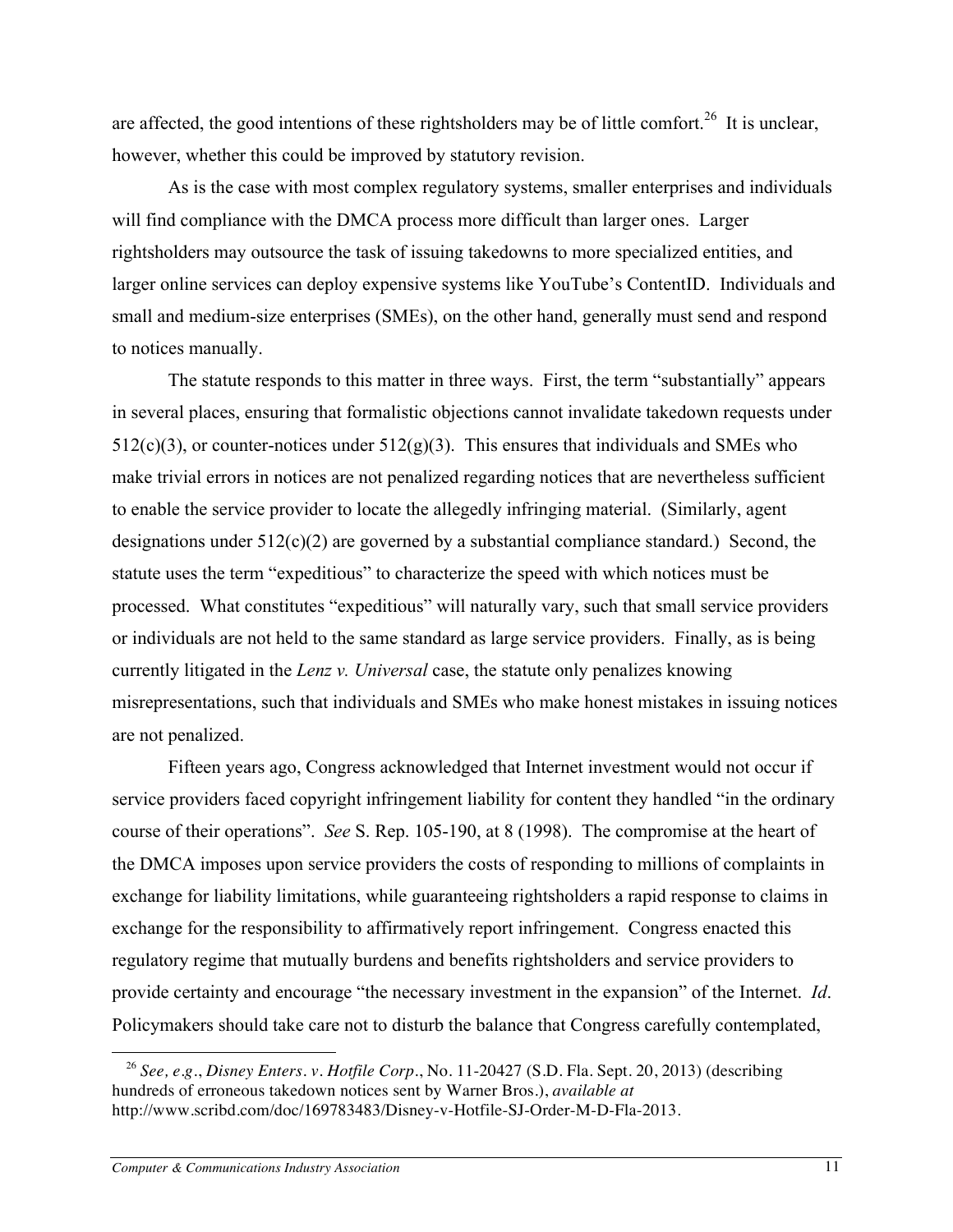are affected, the good intentions of these rightsholders may be of little comfort.[26] It is unclear, however, whether this could be improved by statutory revision.

As is the case with most complex regulatory systems, smaller enterprises and individuals will find compliance with the DMCA process more difficult than larger ones. Larger rightsholders may outsource the task of issuing takedowns to more specialized entities, and larger online services can deploy expensive systems like YouTube's ContentID. Individuals and small and medium-size enterprises (SMEs), on the other hand, generally must send and respond to notices manually.

The statute responds to this matter in three ways. First, the term "substantially" appears in several places, ensuring that formalistic objections cannot invalidate takedown requests under 512(c)(3), or counter-notices under 512(g)(3). This ensures that individuals and SMEs who make trivial errors in notices are not penalized regarding notices that are nevertheless sufficient to enable the service provider to locate the allegedly infringing material. (Similarly, agent designations under 512(c)(2) are governed by a substantial compliance standard.) Second, the statute uses the term "expeditious" to characterize the speed with which notices must be processed. What constitutes "expeditious" will naturally vary, such that small service providers or individuals are not held to the same standard as large service providers. Finally, as is being currently litigated in the *Lenz v. Universal* case, the statute only penalizes knowing misrepresentations, such that individuals and SMEs who make honest mistakes in issuing notices are not penalized.

Fifteen years ago, Congress acknowledged that Internet investment would not occur if service providers faced copyright infringement liability for content they handled "in the ordinary course of their operations". *See* S. Rep. 105-190, at 8 (1998). The compromise at the heart of the DMCA imposes upon service providers the costs of responding to millions of complaints in exchange for liability limitations, while guaranteeing rightsholders a rapid response to claims in exchange for the responsibility to affirmatively report infringement. Congress enacted this regulatory regime that mutually burdens and benefits rightsholders and service providers to provide certainty and encourage "the necessary investment in the expansion" of the Internet. *Id.* Policymakers should take care not to disturb the balance that Congress carefully contemplated,

[26] *See, e.g.*, *Disney Enters. v. Hotfile Corp.*, No. 11-20427 (S.D. Fla. Sept. 20, 2013) (describing hundreds of erroneous takedown notices sent by Warner Bros.), *available at* http://www.scribd.com/doc/169783483/Disney-v-Hotfile-SJ-Order-M-D-Fla-2013.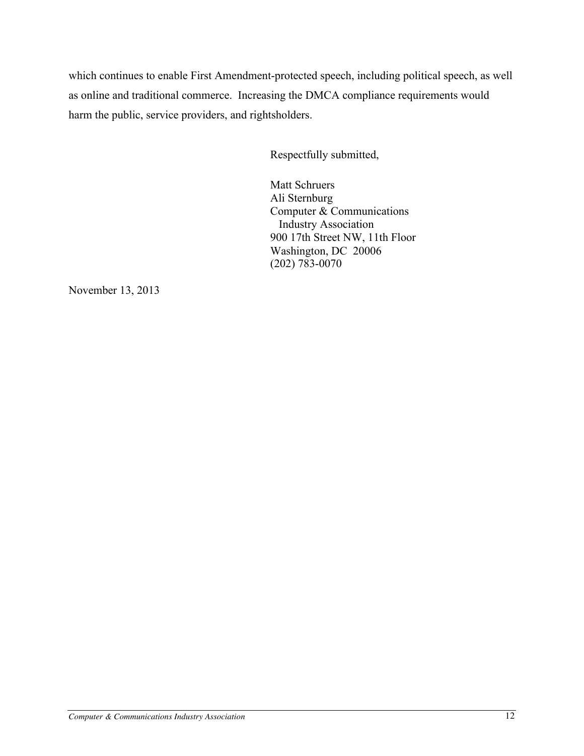which continues to enable First Amendment-protected speech, including political speech, as well as online and traditional commerce. Increasing the DMCA compliance requirements would harm the public, service providers, and rightsholders.

Respectfully submitted,

Matt Schruers
Ali Sternburg
Computer & Communications
Industry Association
900 17th Street NW, 11th Floor
Washington, DC 20006
(202) 783-0070

November 13, 2013